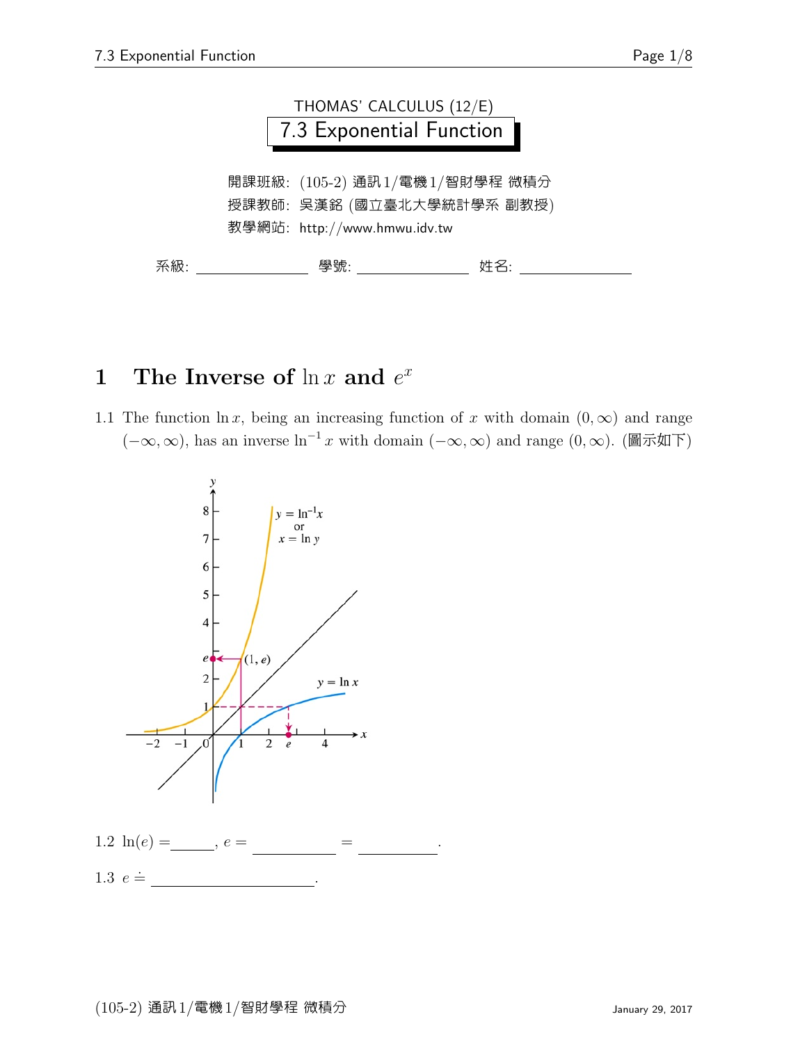THOMAS' CALCULUS (12/E)

# 7.3 Exponential Function

開課班級: (105-2) 通訊1/電機1/智財學程 微積分
授課教師: 吳漢銘 (國立臺北大學統計學系 副教授)
教學網站: http://www.hmwu.idv.tw

系級: ______________ 學號: ______________ 姓名: ______________

## 1 The Inverse of $\ln x$ and $e^x$

1.1 The function $\ln x$, being an increasing function of $x$ with domain $(0, \infty)$ and range $(-\infty, \infty)$, has an inverse $\ln^{-1} x$ with domain $(-\infty, \infty)$ and range $(0, \infty)$. (圖示如下)

1.2 $\ln(e) =$ ______, $e =$ ____________ $=$ ____________.

1.3 $e \doteq$ ________________________.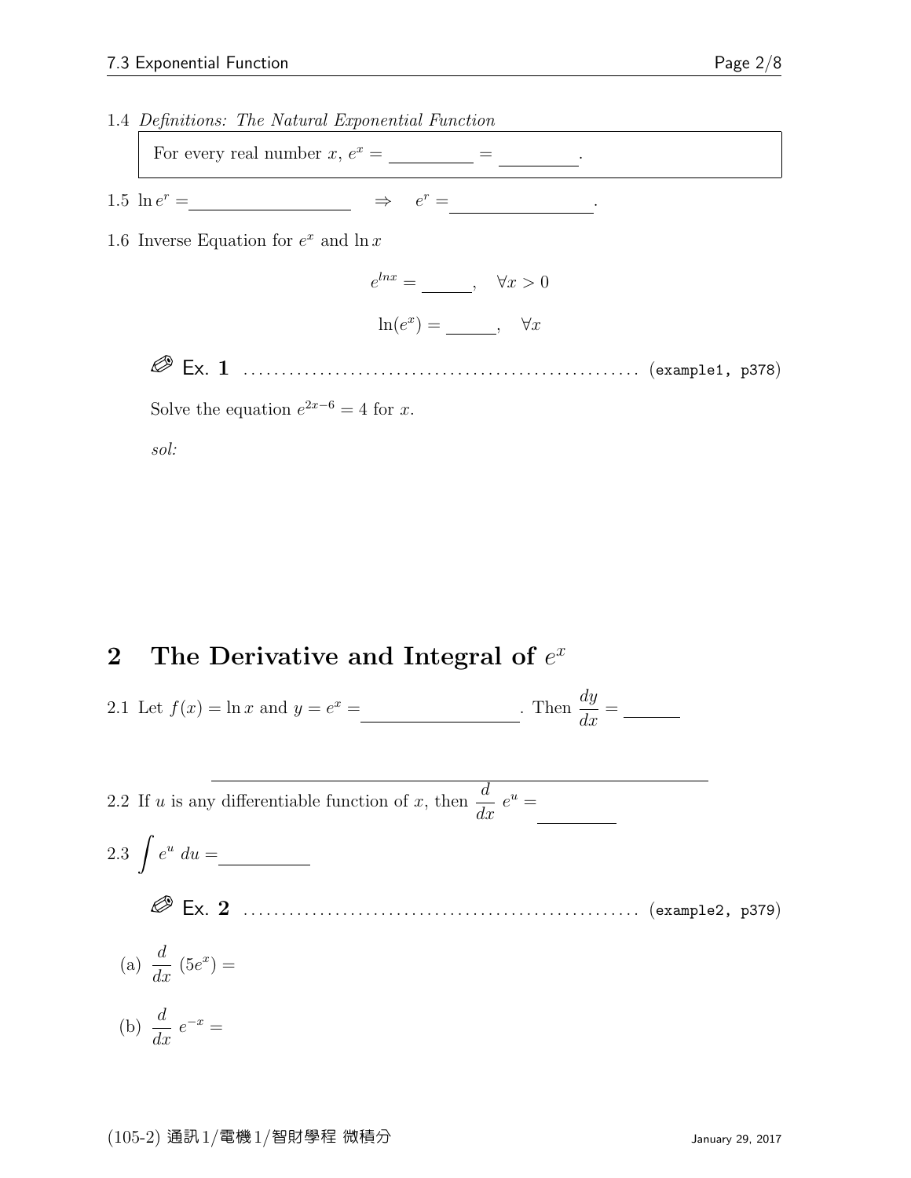1.4 *Definitions: The Natural Exponential Function*

> For every real number $x$, $e^x =$ \_\_\_\_\_\_\_\_\_\_ $=$ \_\_\_\_\_\_\_\_\_\_.

1.5 $\ln e^r =$ \_\_\_\_\_\_\_\_\_\_\_\_\_\_\_\_\_\_\_\_ $\Rightarrow$ $e^r =$ \_\_\_\_\_\_\_\_\_\_\_\_\_\_\_\_\_\_.

1.6 Inverse Equation for $e^x$ and $\ln x$

$$e^{lnx} = \underline{\qquad}, \quad \forall x > 0$$

$$\ln(e^x) = \underline{\qquad}, \quad \forall x$$

✎ Ex. 1 ................................................... (example1, p378)

Solve the equation $e^{2x-6} = 4$ for $x$.

*sol:*

## 2 The Derivative and Integral of $e^x$

2.1 Let $f(x) = \ln x$ and $y = e^x =$ \_\_\_\_\_\_\_\_\_\_\_\_\_\_\_\_\_\_\_\_. Then $\dfrac{dy}{dx} =$ \_\_\_\_\_\_\_

\_\_\_\_\_\_\_\_\_\_\_\_\_\_\_\_\_\_\_\_\_\_\_\_\_\_\_\_\_\_\_\_\_\_\_\_\_\_\_\_\_\_\_\_\_\_\_\_\_\_\_\_\_\_\_\_\_\_\_\_

2.2 If $u$ is any differentiable function of $x$, then $\dfrac{d}{dx}\, e^u =$ \_\_\_\_\_\_\_\_\_\_

2.3 $\displaystyle\int e^u \, du =$ \_\_\_\_\_\_\_\_\_\_\_\_

✎ Ex. 2 ................................................... (example2, p379)

(a) $\dfrac{d}{dx}\,(5e^x) =$

(b) $\dfrac{d}{dx}\, e^{-x} =$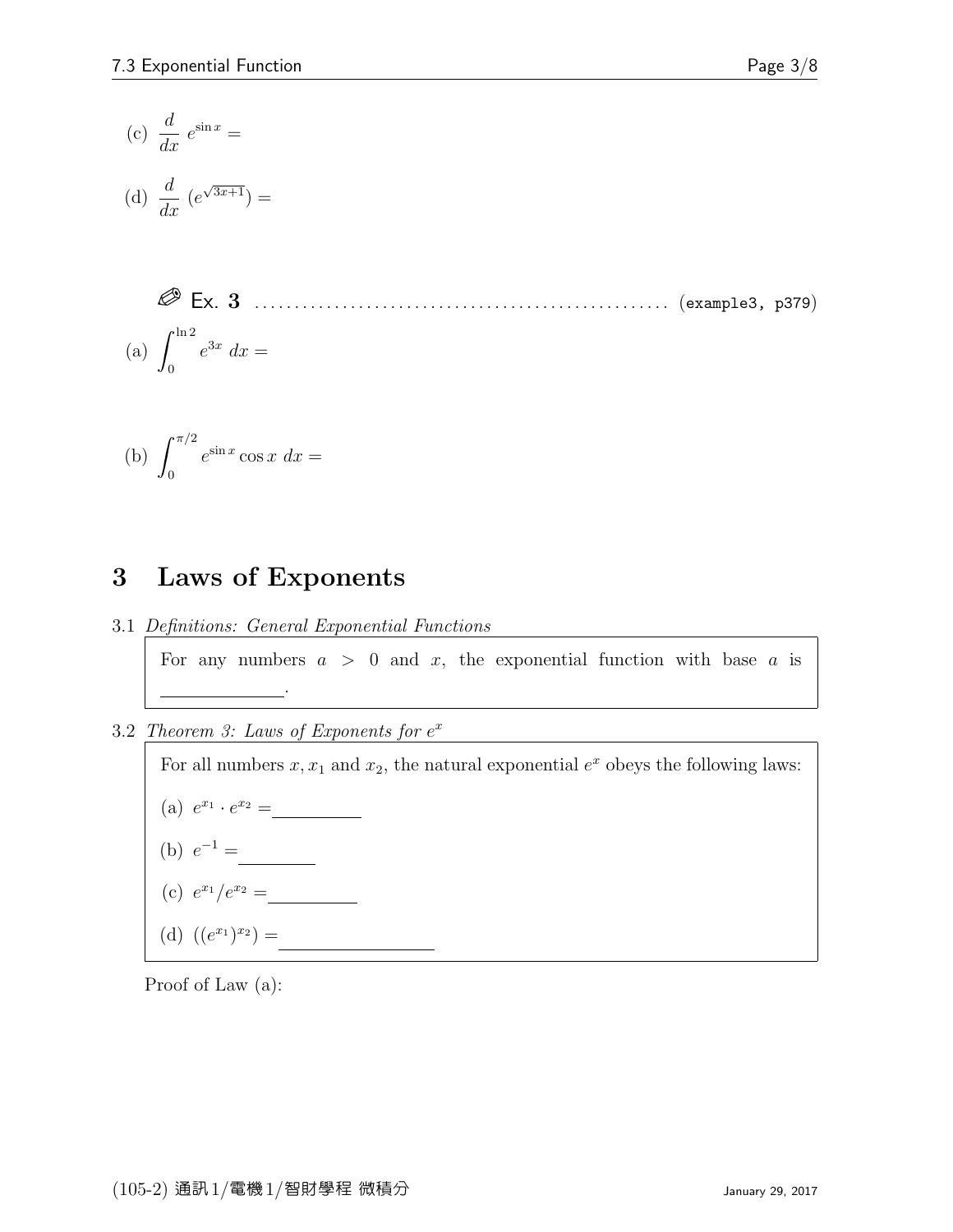(c) $\dfrac{d}{dx}\ e^{\sin x} =$

(d) $\dfrac{d}{dx}\ (e^{\sqrt{3x+1}}) =$

✎ **Ex. 3** .................................................. (example3, p379)

(a) $\displaystyle\int_0^{\ln 2} e^{3x}\ dx =$

(b) $\displaystyle\int_0^{\pi/2} e^{\sin x}\cos x\ dx =$

# 3 Laws of Exponents

3.1 *Definitions: General Exponential Functions*

> For any numbers $a > 0$ and $x$, the exponential function with base $a$ is \_\_\_\_\_\_\_\_\_\_\_\_.

3.2 *Theorem 3: Laws of Exponents for $e^x$*

> For all numbers $x, x_1$ and $x_2$, the natural exponential $e^x$ obeys the following laws:
>
> (a) $e^{x_1} \cdot e^{x_2} =$ \_\_\_\_\_\_\_\_\_\_
>
> (b) $e^{-1} =$ \_\_\_\_\_\_\_\_\_\_
>
> (c) $e^{x_1}/e^{x_2} =$ \_\_\_\_\_\_\_\_\_\_
>
> (d) $((e^{x_1})^{x_2}) =$ \_\_\_\_\_\_\_\_\_\_\_\_\_\_\_\_

Proof of Law (a):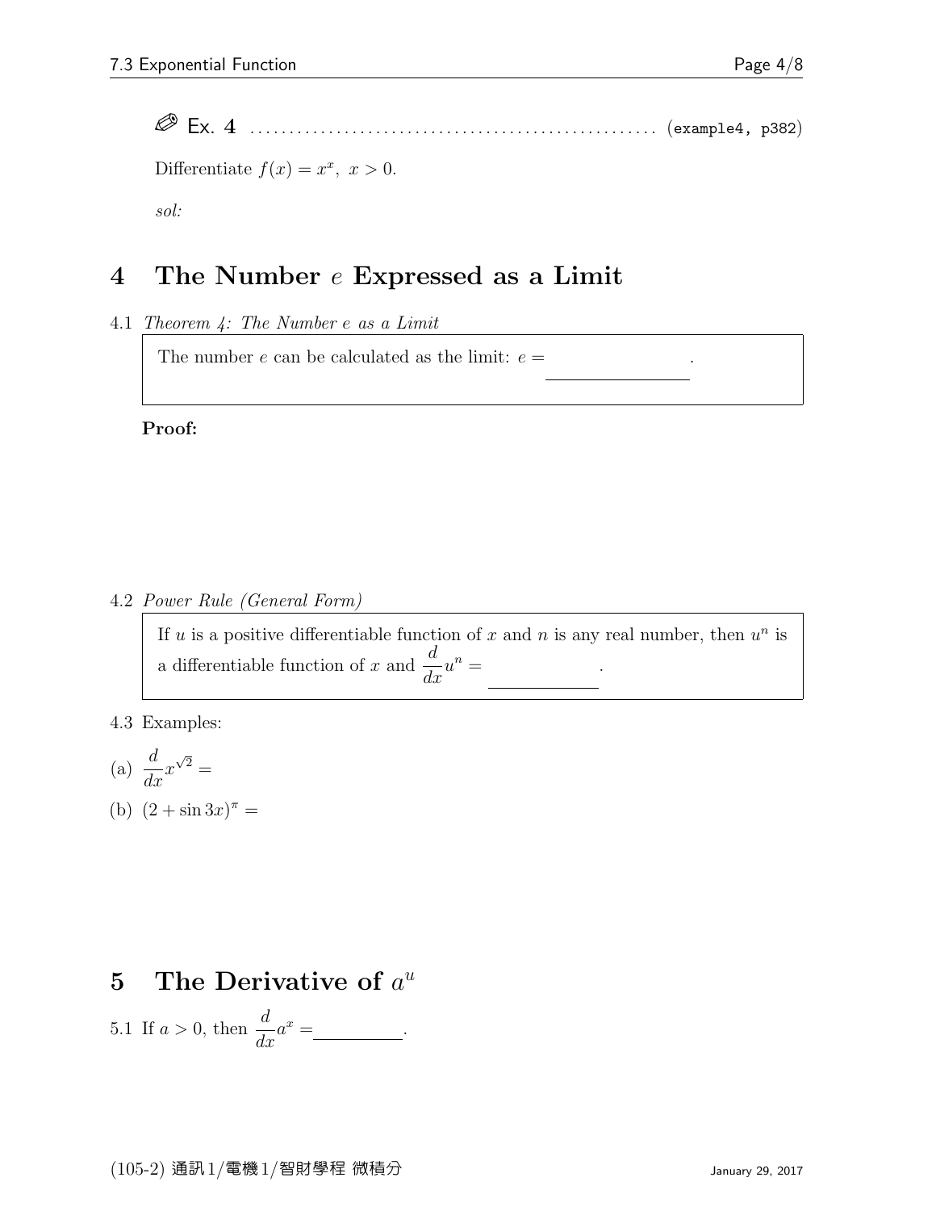✎ Ex. 4 .................................................... (example4, p382)

Differentiate $f(x) = x^x,\ x > 0$.

*sol:*

# 4 The Number $e$ Expressed as a Limit

4.1 *Theorem 4: The Number e as a Limit*

> The number $e$ can be calculated as the limit: $e =$ \_\_\_\_\_\_\_\_\_\_\_\_\_\_\_\_.

**Proof:**

4.2 *Power Rule (General Form)*

> If $u$ is a positive differentiable function of $x$ and $n$ is any real number, then $u^n$ is a differentiable function of $x$ and $\dfrac{d}{dx}u^n =$ \_\_\_\_\_\_\_\_\_\_\_\_.

4.3 Examples:

(a) $\dfrac{d}{dx}x^{\sqrt{2}} =$

(b) $(2 + \sin 3x)^{\pi} =$

# 5 The Derivative of $a^u$

5.1 If $a > 0$, then $\dfrac{d}{dx}a^x =$ \_\_\_\_\_\_\_\_\_\_.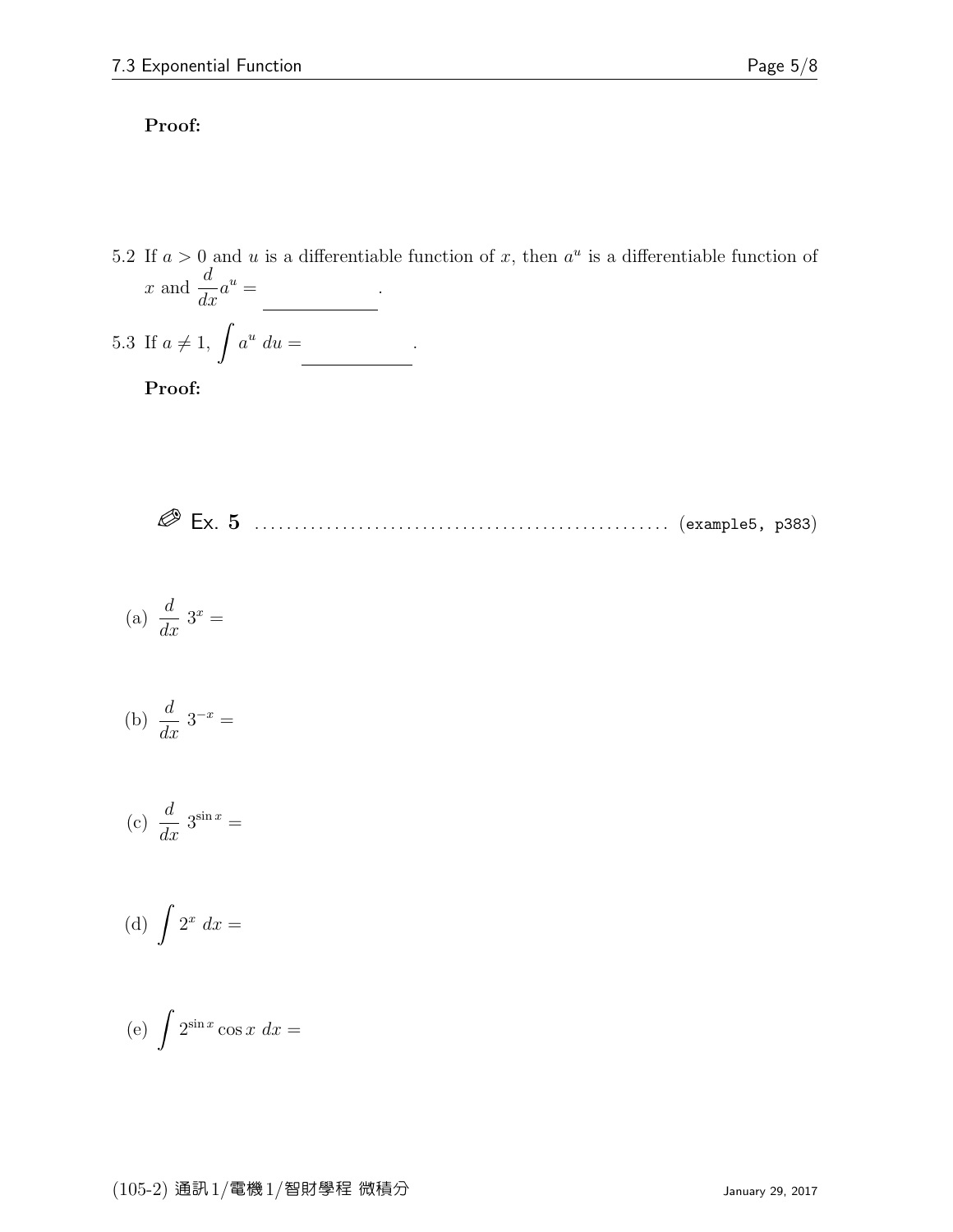**Proof:**

5.2 If $a > 0$ and $u$ is a differentiable function of $x$, then $a^u$ is a differentiable function of $x$ and $\dfrac{d}{dx}a^u =$ \_\_\_\_\_\_\_\_\_\_\_\_.

5.3 If $a \neq 1$, $\displaystyle\int a^u \, du =$ \_\_\_\_\_\_\_\_\_\_\_\_.

**Proof:**

✎ Ex. **5** ................................................... (example5, p383)

(a) $\dfrac{d}{dx}\ 3^x =$

(b) $\dfrac{d}{dx}\ 3^{-x} =$

(c) $\dfrac{d}{dx}\ 3^{\sin x} =$

(d) $\displaystyle\int 2^x \, dx =$

(e) $\displaystyle\int 2^{\sin x} \cos x \, dx =$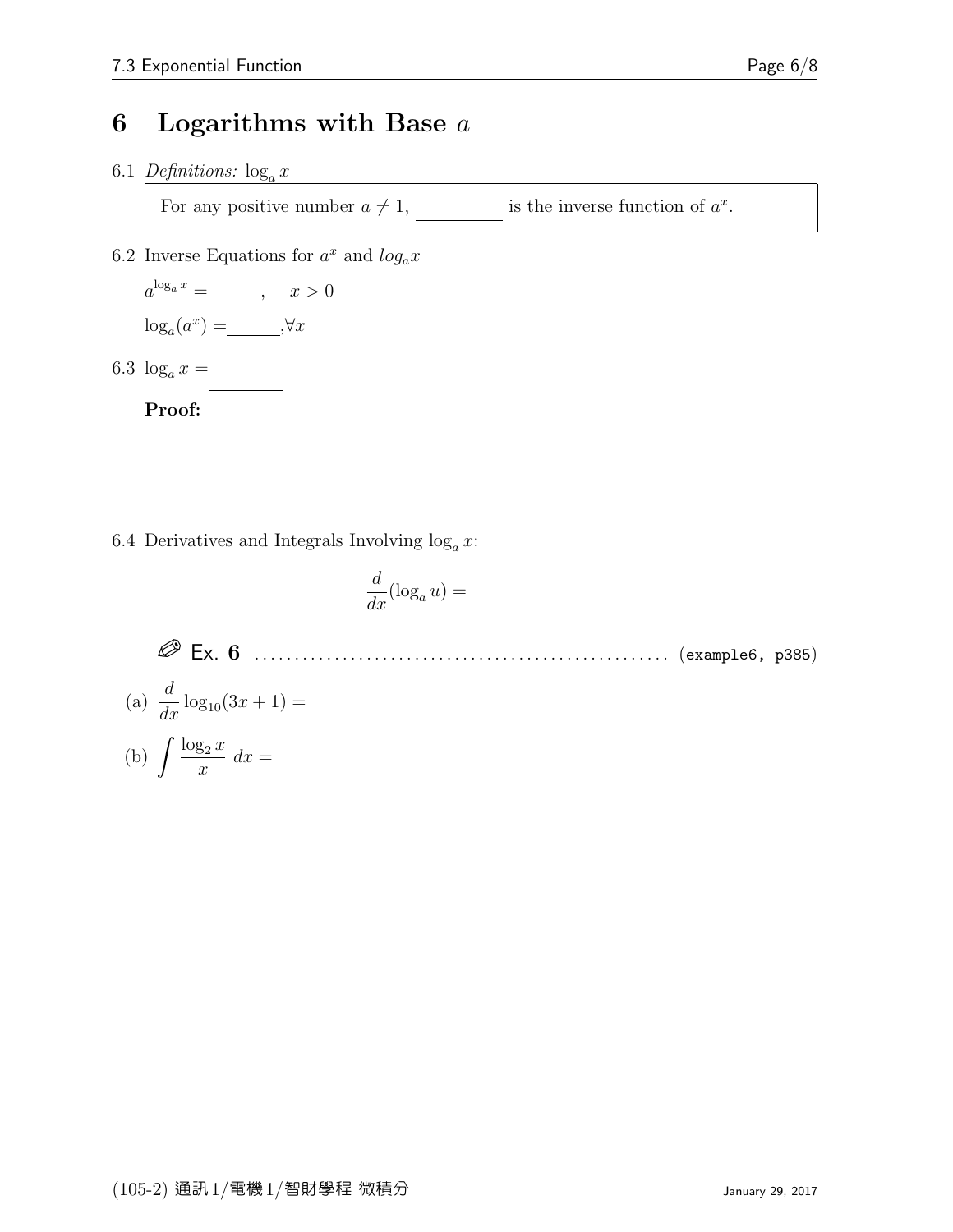# 6 Logarithms with Base $a$

6.1 *Definitions:* $\log_a x$

> For any positive number $a \neq 1$, \_\_\_\_\_\_\_\_\_ is the inverse function of $a^x$.

6.2 Inverse Equations for $a^x$ and $log_a x$

$a^{\log_a x} =$ \_\_\_\_\_\_, $\quad x > 0$

$\log_a(a^x) =$ \_\_\_\_\_\_, $\forall x$

6.3 $\log_a x = \dfrac{\qquad}{\qquad}$

**Proof:**

6.4 Derivatives and Integrals Involving $\log_a x$:

$$\frac{d}{dx}(\log_a u) = \underline{\qquad\qquad}$$

✎ Ex. 6 .................................................. (example6, p385)

(a) $\dfrac{d}{dx}\log_{10}(3x+1) =$

(b) $\displaystyle\int \frac{\log_2 x}{x}\ dx =$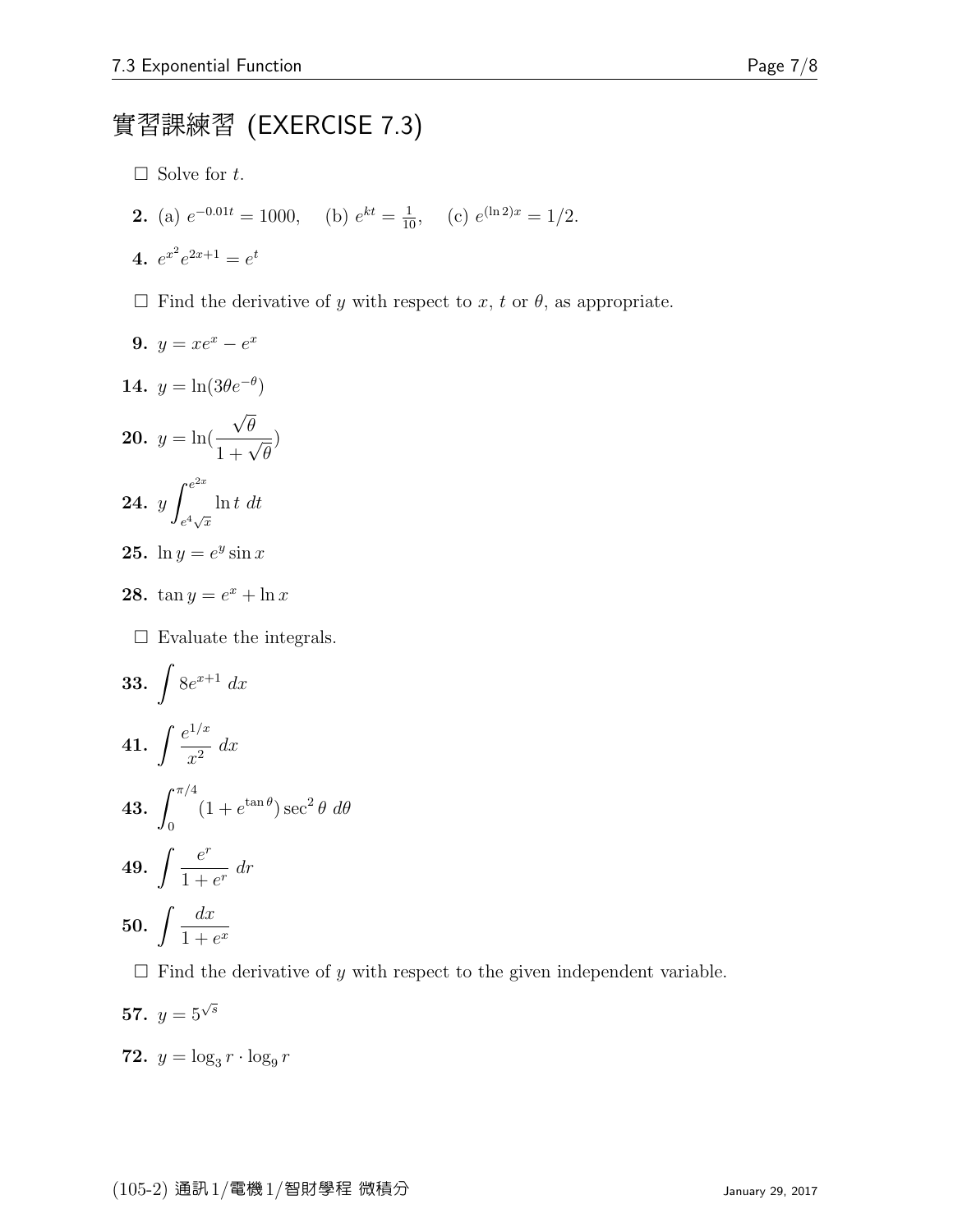# 實習課練習 (EXERCISE 7.3)

□ Solve for $t$.

**2.** (a) $e^{-0.01t} = 1000$, (b) $e^{kt} = \frac{1}{10}$, (c) $e^{(\ln 2)x} = 1/2$.

**4.** $e^{x^2}e^{2x+1} = e^t$

□ Find the derivative of $y$ with respect to $x$, $t$ or $\theta$, as appropriate.

**9.** $y = xe^x - e^x$

**14.** $y = \ln(3\theta e^{-\theta})$

**20.** $y = \ln(\dfrac{\sqrt{\theta}}{1+\sqrt{\theta}})$

**24.** $y \displaystyle\int_{e^4\sqrt{x}}^{e^{2x}} \ln t \; dt$

**25.** $\ln y = e^y \sin x$

**28.** $\tan y = e^x + \ln x$

□ Evaluate the integrals.

**33.** $\displaystyle\int 8e^{x+1}\; dx$

**41.** $\displaystyle\int \frac{e^{1/x}}{x^2}\; dx$

**43.** $\displaystyle\int_0^{\pi/4} (1+e^{\tan\theta})\sec^2\theta \; d\theta$

**49.** $\displaystyle\int \frac{e^r}{1+e^r}\; dr$

**50.** $\displaystyle\int \frac{dx}{1+e^x}$

□ Find the derivative of $y$ with respect to the given independent variable.

**57.** $y = 5^{\sqrt{s}}$

**72.** $y = \log_3 r \cdot \log_9 r$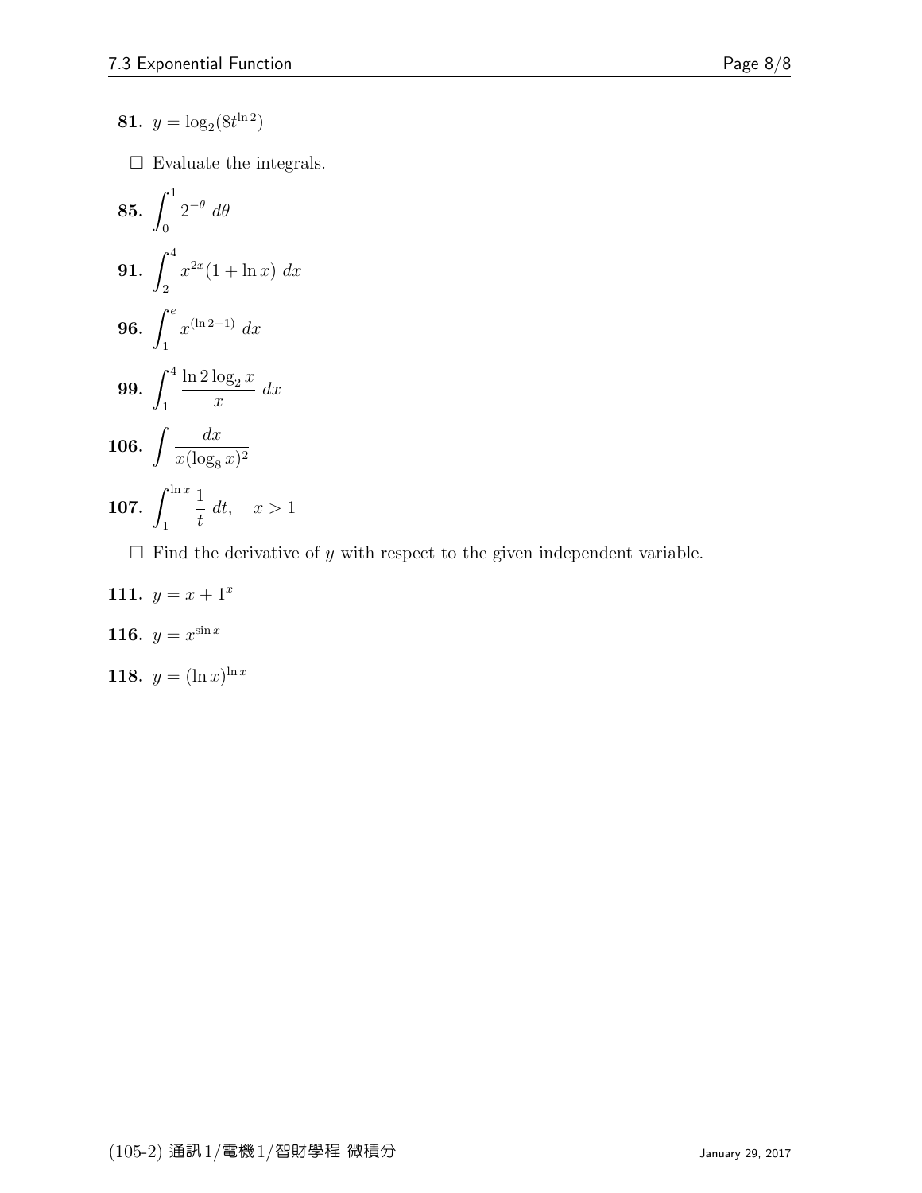**81.** $y = \log_2(8t^{\ln 2})$

☐ Evaluate the integrals.

**85.** $\displaystyle\int_0^1 2^{-\theta}\, d\theta$

**91.** $\displaystyle\int_2^4 x^{2x}(1 + \ln x)\, dx$

**96.** $\displaystyle\int_1^e x^{(\ln 2 - 1)}\, dx$

**99.** $\displaystyle\int_1^4 \frac{\ln 2 \log_2 x}{x}\, dx$

**106.** $\displaystyle\int \frac{dx}{x(\log_8 x)^2}$

**107.** $\displaystyle\int_1^{\ln x} \frac{1}{t}\, dt, \quad x > 1$

☐ Find the derivative of $y$ with respect to the given independent variable.

**111.** $y = x + 1^x$

**116.** $y = x^{\sin x}$

**118.** $y = (\ln x)^{\ln x}$